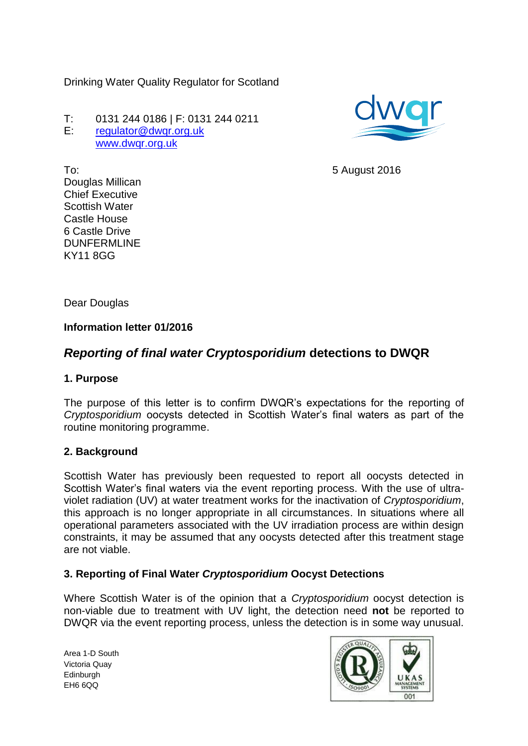Drinking Water Quality Regulator for Scotland

T: 0131 244 0186 | F: 0131 244 0211
E: regulator@dwqr.org.uk
www.dwqr.org.uk

To:
Douglas Millican
Chief Executive
Scottish Water
Castle House
6 Castle Drive
DUNFERMLINE
KY11 8GG

5 August 2016

Dear Douglas

**Information letter 01/2016**

## ***Reporting of final water Cryptosporidium* detections to DWQR**

### 1. Purpose

The purpose of this letter is to confirm DWQR's expectations for the reporting of *Cryptosporidium* oocysts detected in Scottish Water's final waters as part of the routine monitoring programme.

### 2. Background

Scottish Water has previously been requested to report all oocysts detected in Scottish Water's final waters via the event reporting process. With the use of ultra-violet radiation (UV) at water treatment works for the inactivation of *Cryptosporidium*, this approach is no longer appropriate in all circumstances. In situations where all operational parameters associated with the UV irradiation process are within design constraints, it may be assumed that any oocysts detected after this treatment stage are not viable.

### 3. Reporting of Final Water *Cryptosporidium* Oocyst Detections

Where Scottish Water is of the opinion that a *Cryptosporidium* oocyst detection is non-viable due to treatment with UV light, the detection need **not** be reported to DWQR via the event reporting process, unless the detection is in some way unusual.

Area 1-D South
Victoria Quay
Edinburgh
EH6 6QQ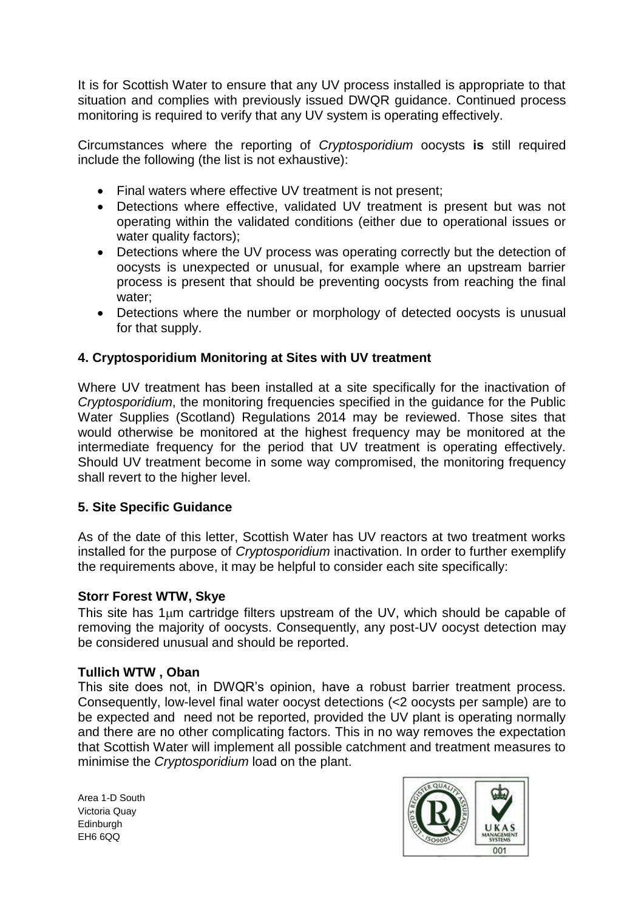It is for Scottish Water to ensure that any UV process installed is appropriate to that situation and complies with previously issued DWQR guidance. Continued process monitoring is required to verify that any UV system is operating effectively.

Circumstances where the reporting of *Cryptosporidium* oocysts **is** still required include the following (the list is not exhaustive):

- Final waters where effective UV treatment is not present;
- Detections where effective, validated UV treatment is present but was not operating within the validated conditions (either due to operational issues or water quality factors);
- Detections where the UV process was operating correctly but the detection of oocysts is unexpected or unusual, for example where an upstream barrier process is present that should be preventing oocysts from reaching the final water;
- Detections where the number or morphology of detected oocysts is unusual for that supply.

## 4. Cryptosporidium Monitoring at Sites with UV treatment

Where UV treatment has been installed at a site specifically for the inactivation of *Cryptosporidium*, the monitoring frequencies specified in the guidance for the Public Water Supplies (Scotland) Regulations 2014 may be reviewed. Those sites that would otherwise be monitored at the highest frequency may be monitored at the intermediate frequency for the period that UV treatment is operating effectively. Should UV treatment become in some way compromised, the monitoring frequency shall revert to the higher level.

## 5. Site Specific Guidance

As of the date of this letter, Scottish Water has UV reactors at two treatment works installed for the purpose of *Cryptosporidium* inactivation. In order to further exemplify the requirements above, it may be helpful to consider each site specifically:

**Storr Forest WTW, Skye**

This site has 1μm cartridge filters upstream of the UV, which should be capable of removing the majority of oocysts. Consequently, any post-UV oocyst detection may be considered unusual and should be reported.

**Tullich WTW , Oban**

This site does not, in DWQR's opinion, have a robust barrier treatment process. Consequently, low-level final water oocyst detections (<2 oocysts per sample) are to be expected and need not be reported, provided the UV plant is operating normally and there are no other complicating factors. This in no way removes the expectation that Scottish Water will implement all possible catchment and treatment measures to minimise the *Cryptosporidium* load on the plant.

Area 1-D South
Victoria Quay
Edinburgh
EH6 6QQ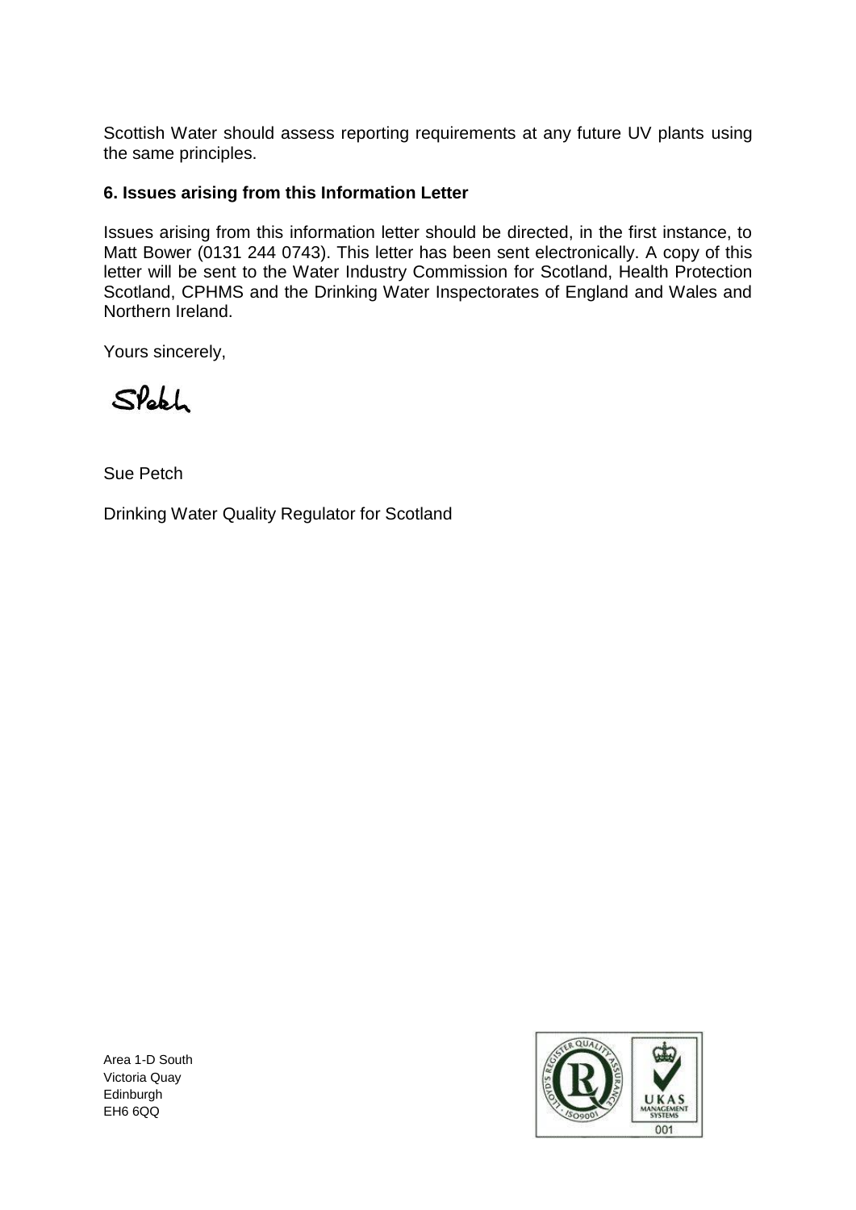Scottish Water should assess reporting requirements at any future UV plants using the same principles.

### 6. Issues arising from this Information Letter

Issues arising from this information letter should be directed, in the first instance, to Matt Bower (0131 244 0743). This letter has been sent electronically. A copy of this letter will be sent to the Water Industry Commission for Scotland, Health Protection Scotland, CPHMS and the Drinking Water Inspectorates of England and Wales and Northern Ireland.

Yours sincerely,

SPetch

Sue Petch

Drinking Water Quality Regulator for Scotland

Area 1-D South
Victoria Quay
Edinburgh
EH6 6QQ